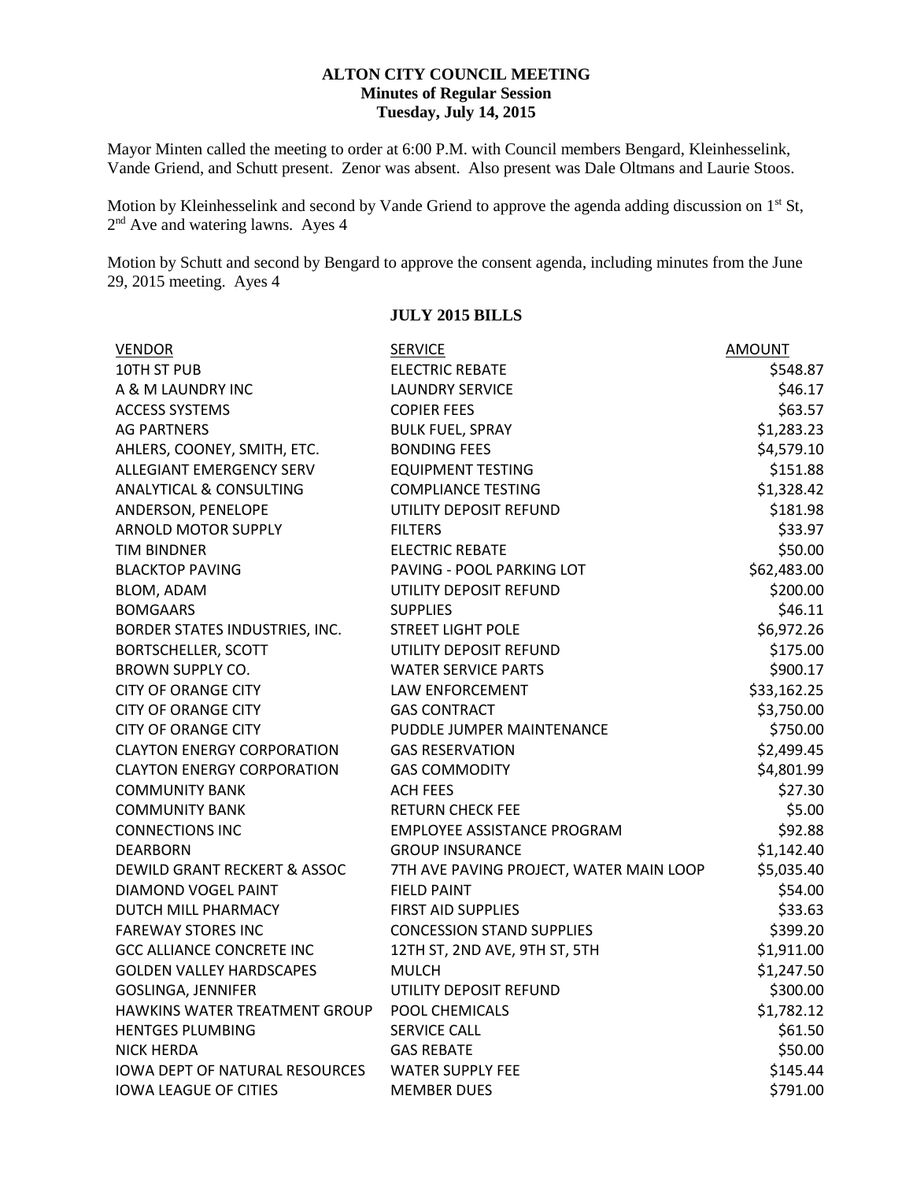**ALTON CITY COUNCIL MEETING**
**Minutes of Regular Session**
**Tuesday, July 14, 2015**

Mayor Minten called the meeting to order at 6:00 P.M. with Council members Bengard, Kleinhesselink, Vande Griend, and Schutt present. Zenor was absent. Also present was Dale Oltmans and Laurie Stoos.

Motion by Kleinhesselink and second by Vande Griend to approve the agenda adding discussion on 1st St, 2nd Ave and watering lawns. Ayes 4

Motion by Schutt and second by Bengard to approve the consent agenda, including minutes from the June 29, 2015 meeting. Ayes 4

**JULY 2015 BILLS**

| VENDOR | SERVICE | AMOUNT |
|---|---|---|
| 10TH ST PUB | ELECTRIC REBATE | $548.87 |
| A & M LAUNDRY INC | LAUNDRY SERVICE | $46.17 |
| ACCESS SYSTEMS | COPIER FEES | $63.57 |
| AG PARTNERS | BULK FUEL, SPRAY | $1,283.23 |
| AHLERS, COONEY, SMITH, ETC. | BONDING FEES | $4,579.10 |
| ALLEGIANT EMERGENCY SERV | EQUIPMENT TESTING | $151.88 |
| ANALYTICAL & CONSULTING | COMPLIANCE TESTING | $1,328.42 |
| ANDERSON, PENELOPE | UTILITY DEPOSIT REFUND | $181.98 |
| ARNOLD MOTOR SUPPLY | FILTERS | $33.97 |
| TIM BINDNER | ELECTRIC REBATE | $50.00 |
| BLACKTOP PAVING | PAVING - POOL PARKING LOT | $62,483.00 |
| BLOM, ADAM | UTILITY DEPOSIT REFUND | $200.00 |
| BOMGAARS | SUPPLIES | $46.11 |
| BORDER STATES INDUSTRIES, INC. | STREET LIGHT POLE | $6,972.26 |
| BORTSCHELLER, SCOTT | UTILITY DEPOSIT REFUND | $175.00 |
| BROWN SUPPLY CO. | WATER SERVICE PARTS | $900.17 |
| CITY OF ORANGE CITY | LAW ENFORCEMENT | $33,162.25 |
| CITY OF ORANGE CITY | GAS CONTRACT | $3,750.00 |
| CITY OF ORANGE CITY | PUDDLE JUMPER MAINTENANCE | $750.00 |
| CLAYTON ENERGY CORPORATION | GAS RESERVATION | $2,499.45 |
| CLAYTON ENERGY CORPORATION | GAS COMMODITY | $4,801.99 |
| COMMUNITY BANK | ACH FEES | $27.30 |
| COMMUNITY BANK | RETURN CHECK FEE | $5.00 |
| CONNECTIONS INC | EMPLOYEE ASSISTANCE PROGRAM | $92.88 |
| DEARBORN | GROUP INSURANCE | $1,142.40 |
| DEWILD GRANT RECKERT & ASSOC | 7TH AVE PAVING PROJECT, WATER MAIN LOOP | $5,035.40 |
| DIAMOND VOGEL PAINT | FIELD PAINT | $54.00 |
| DUTCH MILL PHARMACY | FIRST AID SUPPLIES | $33.63 |
| FAREWAY STORES INC | CONCESSION STAND SUPPLIES | $399.20 |
| GCC ALLIANCE CONCRETE INC | 12TH ST, 2ND AVE, 9TH ST, 5TH | $1,911.00 |
| GOLDEN VALLEY HARDSCAPES | MULCH | $1,247.50 |
| GOSLINGA, JENNIFER | UTILITY DEPOSIT REFUND | $300.00 |
| HAWKINS WATER TREATMENT GROUP | POOL CHEMICALS | $1,782.12 |
| HENTGES PLUMBING | SERVICE CALL | $61.50 |
| NICK HERDA | GAS REBATE | $50.00 |
| IOWA DEPT OF NATURAL RESOURCES | WATER SUPPLY FEE | $145.44 |
| IOWA LEAGUE OF CITIES | MEMBER DUES | $791.00 |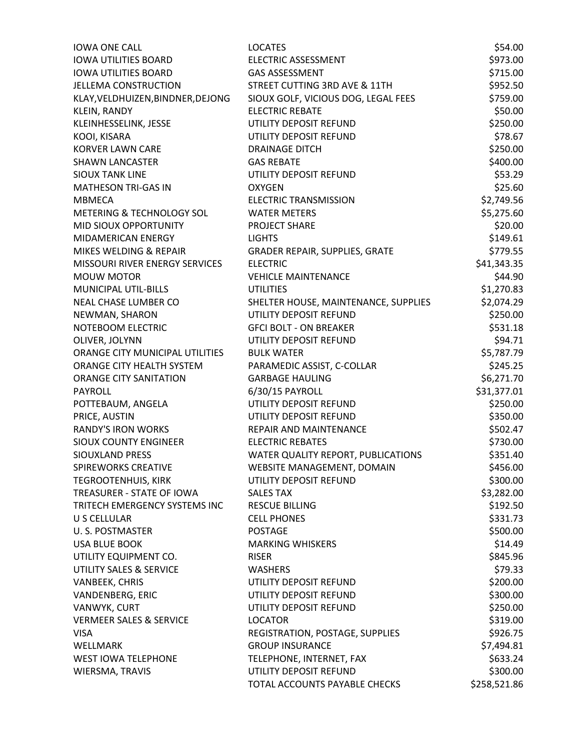| | | |
|---|---|---|
| IOWA ONE CALL | LOCATES | $54.00 |
| IOWA UTILITIES BOARD | ELECTRIC ASSESSMENT | $973.00 |
| IOWA UTILITIES BOARD | GAS ASSESSMENT | $715.00 |
| JELLEMA CONSTRUCTION | STREET CUTTING 3RD AVE & 11TH | $952.50 |
| KLAY,VELDHUIZEN,BINDNER,DEJONG | SIOUX GOLF, VICIOUS DOG, LEGAL FEES | $759.00 |
| KLEIN, RANDY | ELECTRIC REBATE | $50.00 |
| KLEINHESSELINK, JESSE | UTILITY DEPOSIT REFUND | $250.00 |
| KOOI, KISARA | UTILITY DEPOSIT REFUND | $78.67 |
| KORVER LAWN CARE | DRAINAGE DITCH | $250.00 |
| SHAWN LANCASTER | GAS REBATE | $400.00 |
| SIOUX TANK LINE | UTILITY DEPOSIT REFUND | $53.29 |
| MATHESON TRI-GAS IN | OXYGEN | $25.60 |
| MBMECA | ELECTRIC TRANSMISSION | $2,749.56 |
| METERING & TECHNOLOGY SOL | WATER METERS | $5,275.60 |
| MID SIOUX OPPORTUNITY | PROJECT SHARE | $20.00 |
| MIDAMERICAN ENERGY | LIGHTS | $149.61 |
| MIKES WELDING & REPAIR | GRADER REPAIR, SUPPLIES, GRATE | $779.55 |
| MISSOURI RIVER ENERGY SERVICES | ELECTRIC | $41,343.35 |
| MOUW MOTOR | VEHICLE MAINTENANCE | $44.90 |
| MUNICIPAL UTIL-BILLS | UTILITIES | $1,270.83 |
| NEAL CHASE LUMBER CO | SHELTER HOUSE, MAINTENANCE, SUPPLIES | $2,074.29 |
| NEWMAN, SHARON | UTILITY DEPOSIT REFUND | $250.00 |
| NOTEBOOM ELECTRIC | GFCI BOLT - ON BREAKER | $531.18 |
| OLIVER, JOLYNN | UTILITY DEPOSIT REFUND | $94.71 |
| ORANGE CITY MUNICIPAL UTILITIES | BULK WATER | $5,787.79 |
| ORANGE CITY HEALTH SYSTEM | PARAMEDIC ASSIST, C-COLLAR | $245.25 |
| ORANGE CITY SANITATION | GARBAGE HAULING | $6,271.70 |
| PAYROLL | 6/30/15 PAYROLL | $31,377.01 |
| POTTEBAUM, ANGELA | UTILITY DEPOSIT REFUND | $250.00 |
| PRICE, AUSTIN | UTILITY DEPOSIT REFUND | $350.00 |
| RANDY'S IRON WORKS | REPAIR AND MAINTENANCE | $502.47 |
| SIOUX COUNTY ENGINEER | ELECTRIC REBATES | $730.00 |
| SIOUXLAND PRESS | WATER QUALITY REPORT, PUBLICATIONS | $351.40 |
| SPIREWORKS CREATIVE | WEBSITE MANAGEMENT, DOMAIN | $456.00 |
| TEGROOTENHUIS, KIRK | UTILITY DEPOSIT REFUND | $300.00 |
| TREASURER - STATE OF IOWA | SALES TAX | $3,282.00 |
| TRITECH EMERGENCY SYSTEMS INC | RESCUE BILLING | $192.50 |
| U S CELLULAR | CELL PHONES | $331.73 |
| U. S. POSTMASTER | POSTAGE | $500.00 |
| USA BLUE BOOK | MARKING WHISKERS | $14.49 |
| UTILITY EQUIPMENT CO. | RISER | $845.96 |
| UTILITY SALES & SERVICE | WASHERS | $79.33 |
| VANBEEK, CHRIS | UTILITY DEPOSIT REFUND | $200.00 |
| VANDENBERG, ERIC | UTILITY DEPOSIT REFUND | $300.00 |
| VANWYK, CURT | UTILITY DEPOSIT REFUND | $250.00 |
| VERMEER SALES & SERVICE | LOCATOR | $319.00 |
| VISA | REGISTRATION, POSTAGE, SUPPLIES | $926.75 |
| WELLMARK | GROUP INSURANCE | $7,494.81 |
| WEST IOWA TELEPHONE | TELEPHONE, INTERNET, FAX | $633.24 |
| WIERSMA, TRAVIS | UTILITY DEPOSIT REFUND | $300.00 |
| | TOTAL ACCOUNTS PAYABLE CHECKS | $258,521.86 |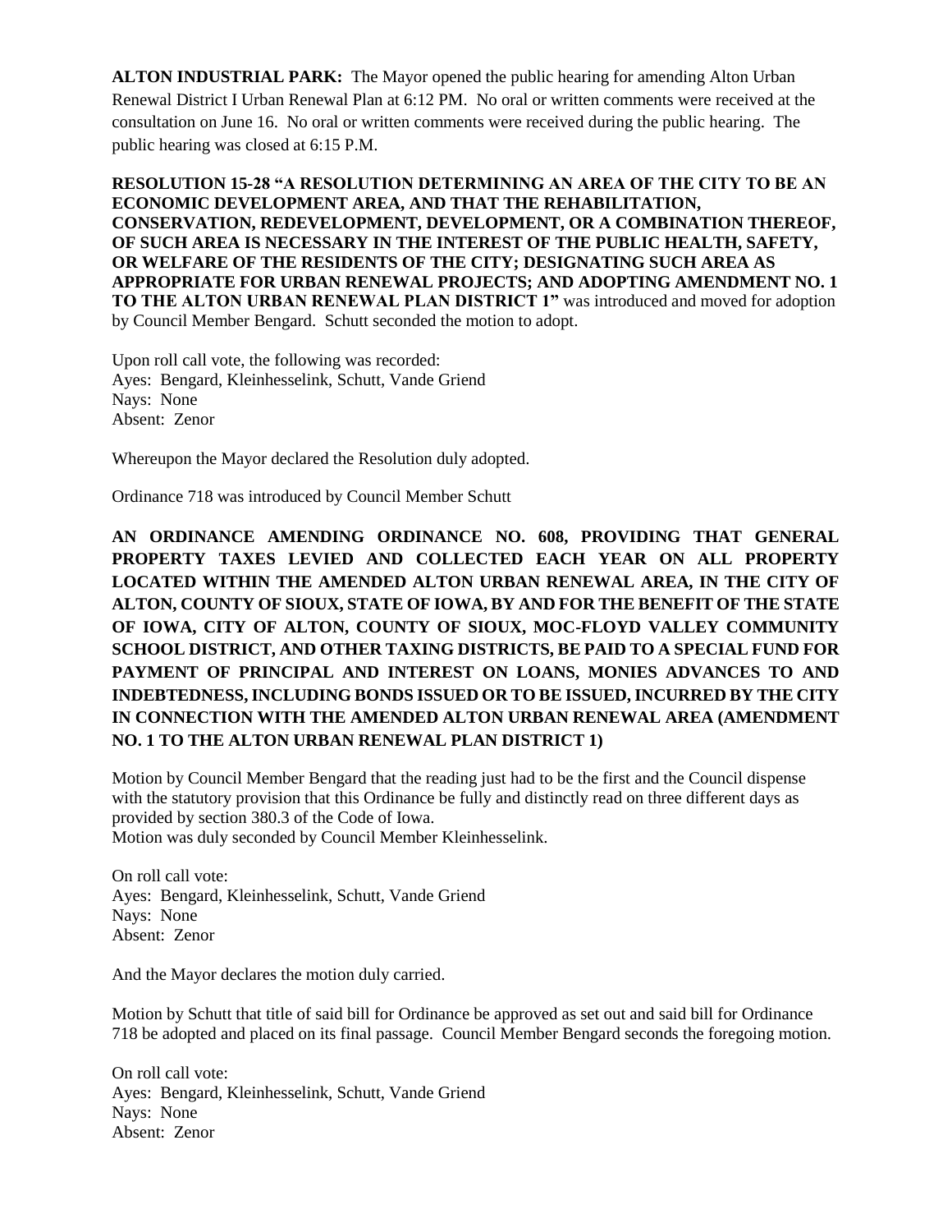**ALTON INDUSTRIAL PARK:** The Mayor opened the public hearing for amending Alton Urban Renewal District I Urban Renewal Plan at 6:12 PM. No oral or written comments were received at the consultation on June 16. No oral or written comments were received during the public hearing. The public hearing was closed at 6:15 P.M.

**RESOLUTION 15-28 "A RESOLUTION DETERMINING AN AREA OF THE CITY TO BE AN ECONOMIC DEVELOPMENT AREA, AND THAT THE REHABILITATION, CONSERVATION, REDEVELOPMENT, DEVELOPMENT, OR A COMBINATION THEREOF, OF SUCH AREA IS NECESSARY IN THE INTEREST OF THE PUBLIC HEALTH, SAFETY, OR WELFARE OF THE RESIDENTS OF THE CITY; DESIGNATING SUCH AREA AS APPROPRIATE FOR URBAN RENEWAL PROJECTS; AND ADOPTING AMENDMENT NO. 1 TO THE ALTON URBAN RENEWAL PLAN DISTRICT 1"** was introduced and moved for adoption by Council Member Bengard. Schutt seconded the motion to adopt.

Upon roll call vote, the following was recorded:
Ayes: Bengard, Kleinhesselink, Schutt, Vande Griend
Nays: None
Absent: Zenor

Whereupon the Mayor declared the Resolution duly adopted.

Ordinance 718 was introduced by Council Member Schutt

**AN ORDINANCE AMENDING ORDINANCE NO. 608, PROVIDING THAT GENERAL PROPERTY TAXES LEVIED AND COLLECTED EACH YEAR ON ALL PROPERTY LOCATED WITHIN THE AMENDED ALTON URBAN RENEWAL AREA, IN THE CITY OF ALTON, COUNTY OF SIOUX, STATE OF IOWA, BY AND FOR THE BENEFIT OF THE STATE OF IOWA, CITY OF ALTON, COUNTY OF SIOUX, MOC-FLOYD VALLEY COMMUNITY SCHOOL DISTRICT, AND OTHER TAXING DISTRICTS, BE PAID TO A SPECIAL FUND FOR PAYMENT OF PRINCIPAL AND INTEREST ON LOANS, MONIES ADVANCES TO AND INDEBTEDNESS, INCLUDING BONDS ISSUED OR TO BE ISSUED, INCURRED BY THE CITY IN CONNECTION WITH THE AMENDED ALTON URBAN RENEWAL AREA (AMENDMENT NO. 1 TO THE ALTON URBAN RENEWAL PLAN DISTRICT 1)**

Motion by Council Member Bengard that the reading just had to be the first and the Council dispense with the statutory provision that this Ordinance be fully and distinctly read on three different days as provided by section 380.3 of the Code of Iowa.
Motion was duly seconded by Council Member Kleinhesselink.

On roll call vote:
Ayes: Bengard, Kleinhesselink, Schutt, Vande Griend
Nays: None
Absent: Zenor

And the Mayor declares the motion duly carried.

Motion by Schutt that title of said bill for Ordinance be approved as set out and said bill for Ordinance 718 be adopted and placed on its final passage. Council Member Bengard seconds the foregoing motion.

On roll call vote:
Ayes: Bengard, Kleinhesselink, Schutt, Vande Griend
Nays: None
Absent: Zenor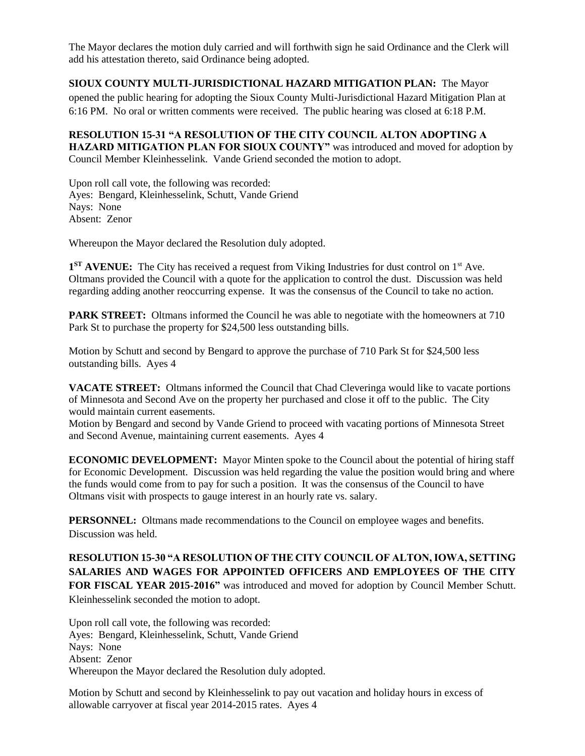The Mayor declares the motion duly carried and will forthwith sign he said Ordinance and the Clerk will add his attestation thereto, said Ordinance being adopted.

**SIOUX COUNTY MULTI-JURISDICTIONAL HAZARD MITIGATION PLAN:** The Mayor opened the public hearing for adopting the Sioux County Multi-Jurisdictional Hazard Mitigation Plan at 6:16 PM. No oral or written comments were received. The public hearing was closed at 6:18 P.M.

**RESOLUTION 15-31 "A RESOLUTION OF THE CITY COUNCIL ALTON ADOPTING A HAZARD MITIGATION PLAN FOR SIOUX COUNTY"** was introduced and moved for adoption by Council Member Kleinhesselink. Vande Griend seconded the motion to adopt.

Upon roll call vote, the following was recorded:
Ayes: Bengard, Kleinhesselink, Schutt, Vande Griend
Nays: None
Absent: Zenor

Whereupon the Mayor declared the Resolution duly adopted.

**1ST AVENUE:** The City has received a request from Viking Industries for dust control on 1st Ave. Oltmans provided the Council with a quote for the application to control the dust. Discussion was held regarding adding another reoccurring expense. It was the consensus of the Council to take no action.

**PARK STREET:** Oltmans informed the Council he was able to negotiate with the homeowners at 710 Park St to purchase the property for $24,500 less outstanding bills.

Motion by Schutt and second by Bengard to approve the purchase of 710 Park St for $24,500 less outstanding bills. Ayes 4

**VACATE STREET:** Oltmans informed the Council that Chad Cleveringa would like to vacate portions of Minnesota and Second Ave on the property her purchased and close it off to the public. The City would maintain current easements.
Motion by Bengard and second by Vande Griend to proceed with vacating portions of Minnesota Street and Second Avenue, maintaining current easements. Ayes 4

**ECONOMIC DEVELOPMENT:** Mayor Minten spoke to the Council about the potential of hiring staff for Economic Development. Discussion was held regarding the value the position would bring and where the funds would come from to pay for such a position. It was the consensus of the Council to have Oltmans visit with prospects to gauge interest in an hourly rate vs. salary.

**PERSONNEL:** Oltmans made recommendations to the Council on employee wages and benefits. Discussion was held.

**RESOLUTION 15-30 "A RESOLUTION OF THE CITY COUNCIL OF ALTON, IOWA, SETTING SALARIES AND WAGES FOR APPOINTED OFFICERS AND EMPLOYEES OF THE CITY FOR FISCAL YEAR 2015-2016"** was introduced and moved for adoption by Council Member Schutt. Kleinhesselink seconded the motion to adopt.

Upon roll call vote, the following was recorded:
Ayes: Bengard, Kleinhesselink, Schutt, Vande Griend
Nays: None
Absent: Zenor
Whereupon the Mayor declared the Resolution duly adopted.

Motion by Schutt and second by Kleinhesselink to pay out vacation and holiday hours in excess of allowable carryover at fiscal year 2014-2015 rates. Ayes 4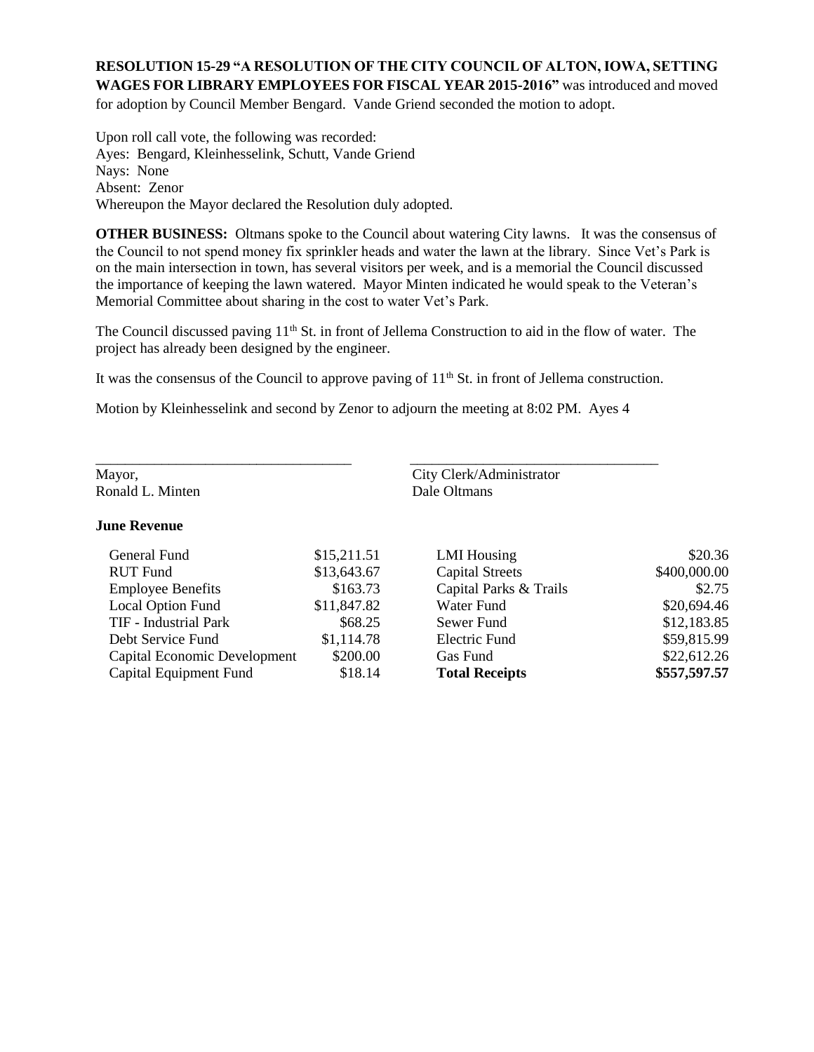**RESOLUTION 15-29 "A RESOLUTION OF THE CITY COUNCIL OF ALTON, IOWA, SETTING WAGES FOR LIBRARY EMPLOYEES FOR FISCAL YEAR 2015-2016"** was introduced and moved for adoption by Council Member Bengard. Vande Griend seconded the motion to adopt.

Upon roll call vote, the following was recorded:
Ayes: Bengard, Kleinhesselink, Schutt, Vande Griend
Nays: None
Absent: Zenor
Whereupon the Mayor declared the Resolution duly adopted.

**OTHER BUSINESS:** Oltmans spoke to the Council about watering City lawns. It was the consensus of the Council to not spend money fix sprinkler heads and water the lawn at the library. Since Vet's Park is on the main intersection in town, has several visitors per week, and is a memorial the Council discussed the importance of keeping the lawn watered. Mayor Minten indicated he would speak to the Veteran's Memorial Committee about sharing in the cost to water Vet's Park.

The Council discussed paving 11th St. in front of Jellema Construction to aid in the flow of water. The project has already been designed by the engineer.

It was the consensus of the Council to approve paving of 11th St. in front of Jellema construction.

Motion by Kleinhesselink and second by Zenor to adjourn the meeting at 8:02 PM. Ayes 4

\_\_\_\_\_\_\_\_\_\_\_\_\_\_\_\_\_\_\_\_\_\_\_\_\_\_\_\_\_\_\_\_\_\_\_
Mayor,
Ronald L. Minten

\_\_\_\_\_\_\_\_\_\_\_\_\_\_\_\_\_\_\_\_\_\_\_\_\_\_\_\_\_\_\_\_\_\_\_
City Clerk/Administrator
Dale Oltmans

**June Revenue**

| | | | |
|---|---|---|---|
| General Fund | $15,211.51 | LMI Housing | $20.36 |
| RUT Fund | $13,643.67 | Capital Streets | $400,000.00 |
| Employee Benefits | $163.73 | Capital Parks & Trails | $2.75 |
| Local Option Fund | $11,847.82 | Water Fund | $20,694.46 |
| TIF - Industrial Park | $68.25 | Sewer Fund | $12,183.85 |
| Debt Service Fund | $1,114.78 | Electric Fund | $59,815.99 |
| Capital Economic Development | $200.00 | Gas Fund | $22,612.26 |
| Capital Equipment Fund | $18.14 | **Total Receipts** | **$557,597.57** |